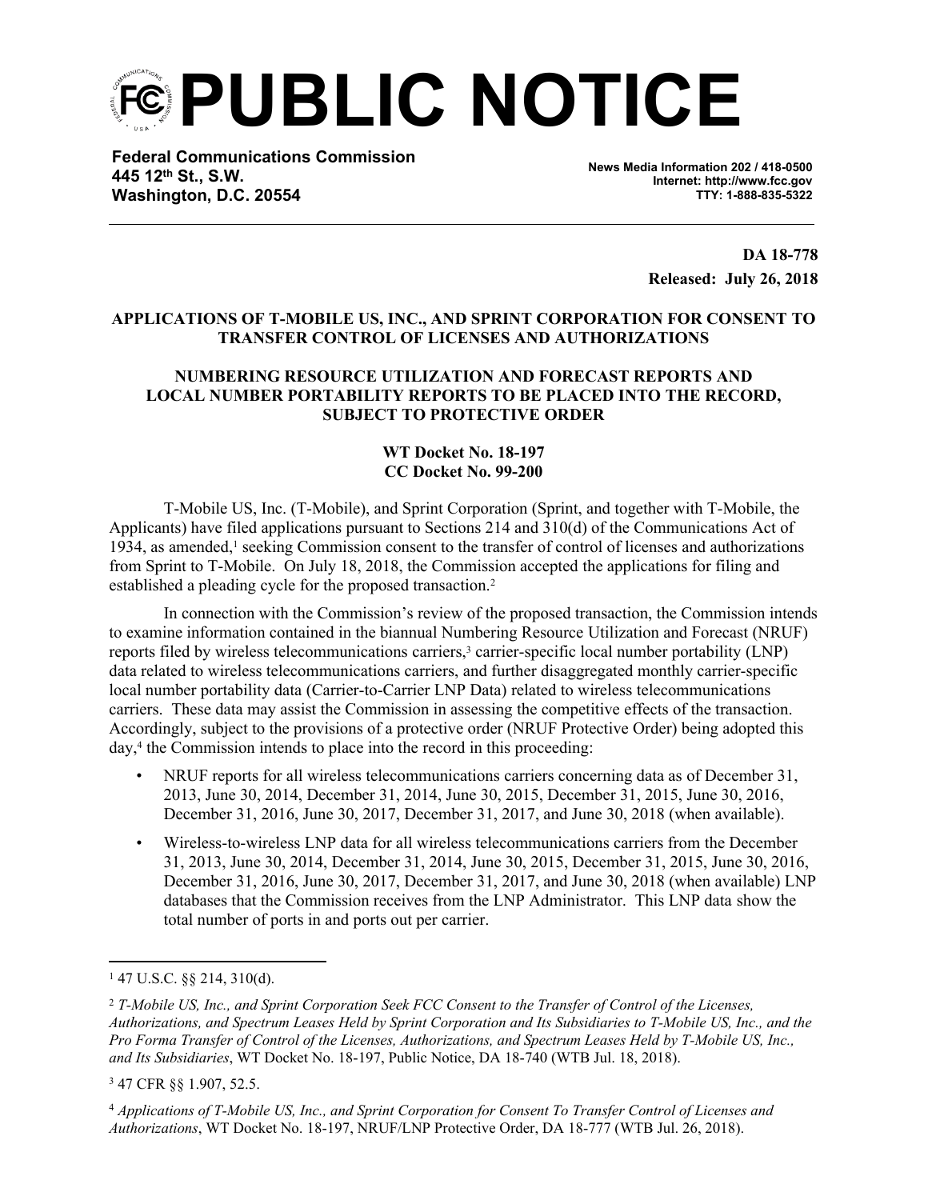# PUBLIC NOTICE

**Federal Communications Commission**
**445 12th St., S.W.**
**Washington, D.C. 20554**

**News Media Information 202 / 418-0500**
**Internet: http://www.fcc.gov**
**TTY: 1-888-835-5322**

**DA 18-778**
**Released: July 26, 2018**

**APPLICATIONS OF T-MOBILE US, INC., AND SPRINT CORPORATION FOR CONSENT TO TRANSFER CONTROL OF LICENSES AND AUTHORIZATIONS**

**NUMBERING RESOURCE UTILIZATION AND FORECAST REPORTS AND LOCAL NUMBER PORTABILITY REPORTS TO BE PLACED INTO THE RECORD, SUBJECT TO PROTECTIVE ORDER**

**WT Docket No. 18-197**
**CC Docket No. 99-200**

T-Mobile US, Inc. (T-Mobile), and Sprint Corporation (Sprint, and together with T-Mobile, the Applicants) have filed applications pursuant to Sections 214 and 310(d) of the Communications Act of 1934, as amended,[1] seeking Commission consent to the transfer of control of licenses and authorizations from Sprint to T-Mobile. On July 18, 2018, the Commission accepted the applications for filing and established a pleading cycle for the proposed transaction.[2]

In connection with the Commission's review of the proposed transaction, the Commission intends to examine information contained in the biannual Numbering Resource Utilization and Forecast (NRUF) reports filed by wireless telecommunications carriers,[3] carrier-specific local number portability (LNP) data related to wireless telecommunications carriers, and further disaggregated monthly carrier-specific local number portability data (Carrier-to-Carrier LNP Data) related to wireless telecommunications carriers. These data may assist the Commission in assessing the competitive effects of the transaction. Accordingly, subject to the provisions of a protective order (NRUF Protective Order) being adopted this day,[4] the Commission intends to place into the record in this proceeding:

- NRUF reports for all wireless telecommunications carriers concerning data as of December 31, 2013, June 30, 2014, December 31, 2014, June 30, 2015, December 31, 2015, June 30, 2016, December 31, 2016, June 30, 2017, December 31, 2017, and June 30, 2018 (when available).
- Wireless-to-wireless LNP data for all wireless telecommunications carriers from the December 31, 2013, June 30, 2014, December 31, 2014, June 30, 2015, December 31, 2015, June 30, 2016, December 31, 2016, June 30, 2017, December 31, 2017, and June 30, 2018 (when available) LNP databases that the Commission receives from the LNP Administrator. This LNP data show the total number of ports in and ports out per carrier.

---

[1] 47 U.S.C. §§ 214, 310(d).

[2] *T-Mobile US, Inc., and Sprint Corporation Seek FCC Consent to the Transfer of Control of the Licenses, Authorizations, and Spectrum Leases Held by Sprint Corporation and Its Subsidiaries to T-Mobile US, Inc., and the Pro Forma Transfer of Control of the Licenses, Authorizations, and Spectrum Leases Held by T-Mobile US, Inc., and Its Subsidiaries*, WT Docket No. 18-197, Public Notice, DA 18-740 (WTB Jul. 18, 2018).

[3] 47 CFR §§ 1.907, 52.5.

[4] *Applications of T-Mobile US, Inc., and Sprint Corporation for Consent To Transfer Control of Licenses and Authorizations*, WT Docket No. 18-197, NRUF/LNP Protective Order, DA 18-777 (WTB Jul. 26, 2018).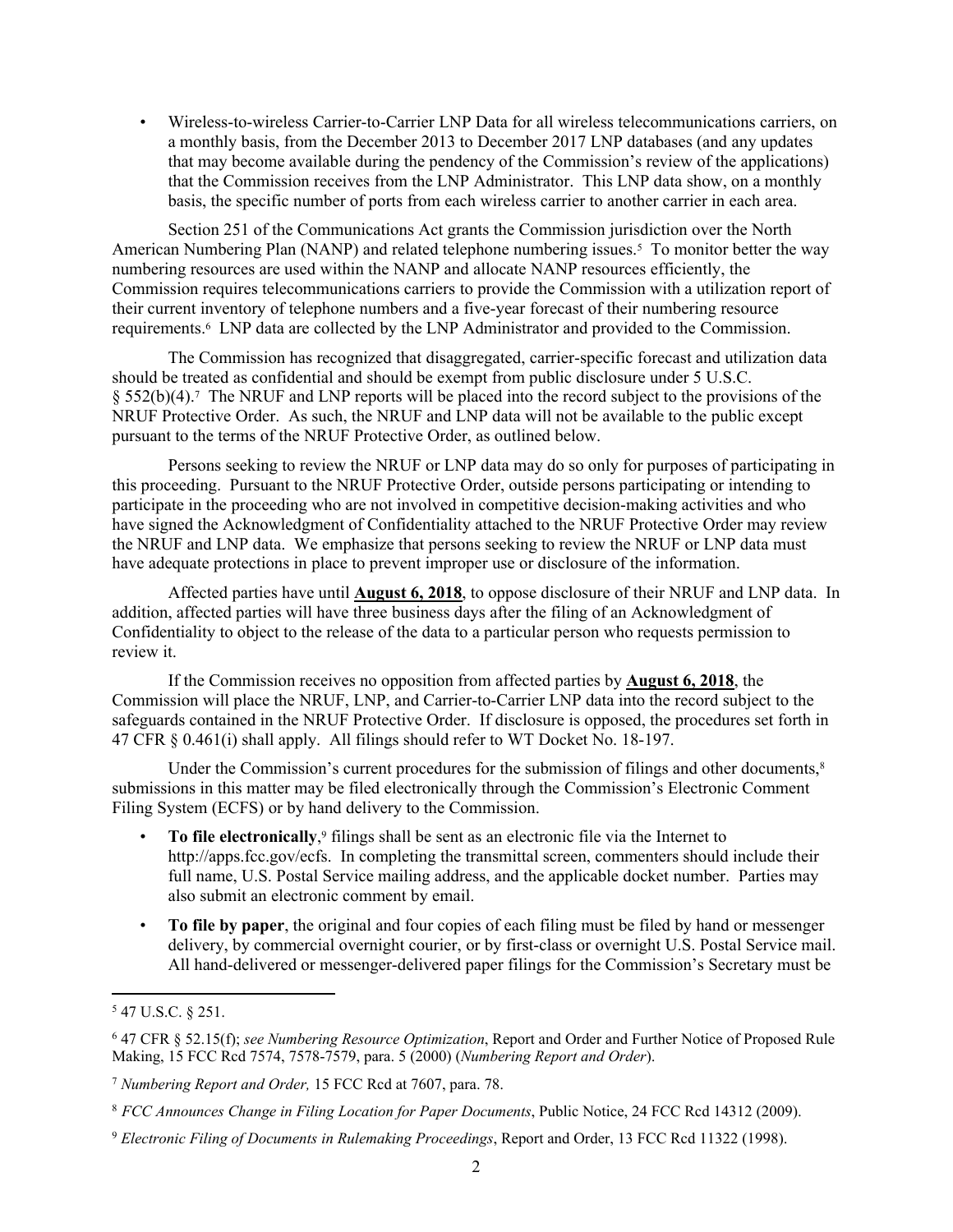- Wireless-to-wireless Carrier-to-Carrier LNP Data for all wireless telecommunications carriers, on a monthly basis, from the December 2013 to December 2017 LNP databases (and any updates that may become available during the pendency of the Commission's review of the applications) that the Commission receives from the LNP Administrator. This LNP data show, on a monthly basis, the specific number of ports from each wireless carrier to another carrier in each area.

Section 251 of the Communications Act grants the Commission jurisdiction over the North American Numbering Plan (NANP) and related telephone numbering issues.[5] To monitor better the way numbering resources are used within the NANP and allocate NANP resources efficiently, the Commission requires telecommunications carriers to provide the Commission with a utilization report of their current inventory of telephone numbers and a five-year forecast of their numbering resource requirements.[6] LNP data are collected by the LNP Administrator and provided to the Commission.

The Commission has recognized that disaggregated, carrier-specific forecast and utilization data should be treated as confidential and should be exempt from public disclosure under 5 U.S.C. § 552(b)(4).[7] The NRUF and LNP reports will be placed into the record subject to the provisions of the NRUF Protective Order. As such, the NRUF and LNP data will not be available to the public except pursuant to the terms of the NRUF Protective Order, as outlined below.

Persons seeking to review the NRUF or LNP data may do so only for purposes of participating in this proceeding. Pursuant to the NRUF Protective Order, outside persons participating or intending to participate in the proceeding who are not involved in competitive decision-making activities and who have signed the Acknowledgment of Confidentiality attached to the NRUF Protective Order may review the NRUF and LNP data. We emphasize that persons seeking to review the NRUF or LNP data must have adequate protections in place to prevent improper use or disclosure of the information.

Affected parties have until **August 6, 2018**, to oppose disclosure of their NRUF and LNP data. In addition, affected parties will have three business days after the filing of an Acknowledgment of Confidentiality to object to the release of the data to a particular person who requests permission to review it.

If the Commission receives no opposition from affected parties by **August 6, 2018**, the Commission will place the NRUF, LNP, and Carrier-to-Carrier LNP data into the record subject to the safeguards contained in the NRUF Protective Order. If disclosure is opposed, the procedures set forth in 47 CFR § 0.461(i) shall apply. All filings should refer to WT Docket No. 18-197.

Under the Commission's current procedures for the submission of filings and other documents,[8] submissions in this matter may be filed electronically through the Commission's Electronic Comment Filing System (ECFS) or by hand delivery to the Commission.

- **To file electronically**,[9] filings shall be sent as an electronic file via the Internet to http://apps.fcc.gov/ecfs. In completing the transmittal screen, commenters should include their full name, U.S. Postal Service mailing address, and the applicable docket number. Parties may also submit an electronic comment by email.
- **To file by paper**, the original and four copies of each filing must be filed by hand or messenger delivery, by commercial overnight courier, or by first-class or overnight U.S. Postal Service mail. All hand-delivered or messenger-delivered paper filings for the Commission's Secretary must be

---

[5] 47 U.S.C. § 251.

[6] 47 CFR § 52.15(f); *see Numbering Resource Optimization*, Report and Order and Further Notice of Proposed Rule Making, 15 FCC Rcd 7574, 7578-7579, para. 5 (2000) (*Numbering Report and Order*).

[7] *Numbering Report and Order,* 15 FCC Rcd at 7607, para. 78.

[8] *FCC Announces Change in Filing Location for Paper Documents*, Public Notice, 24 FCC Rcd 14312 (2009).

[9] *Electronic Filing of Documents in Rulemaking Proceedings*, Report and Order, 13 FCC Rcd 11322 (1998).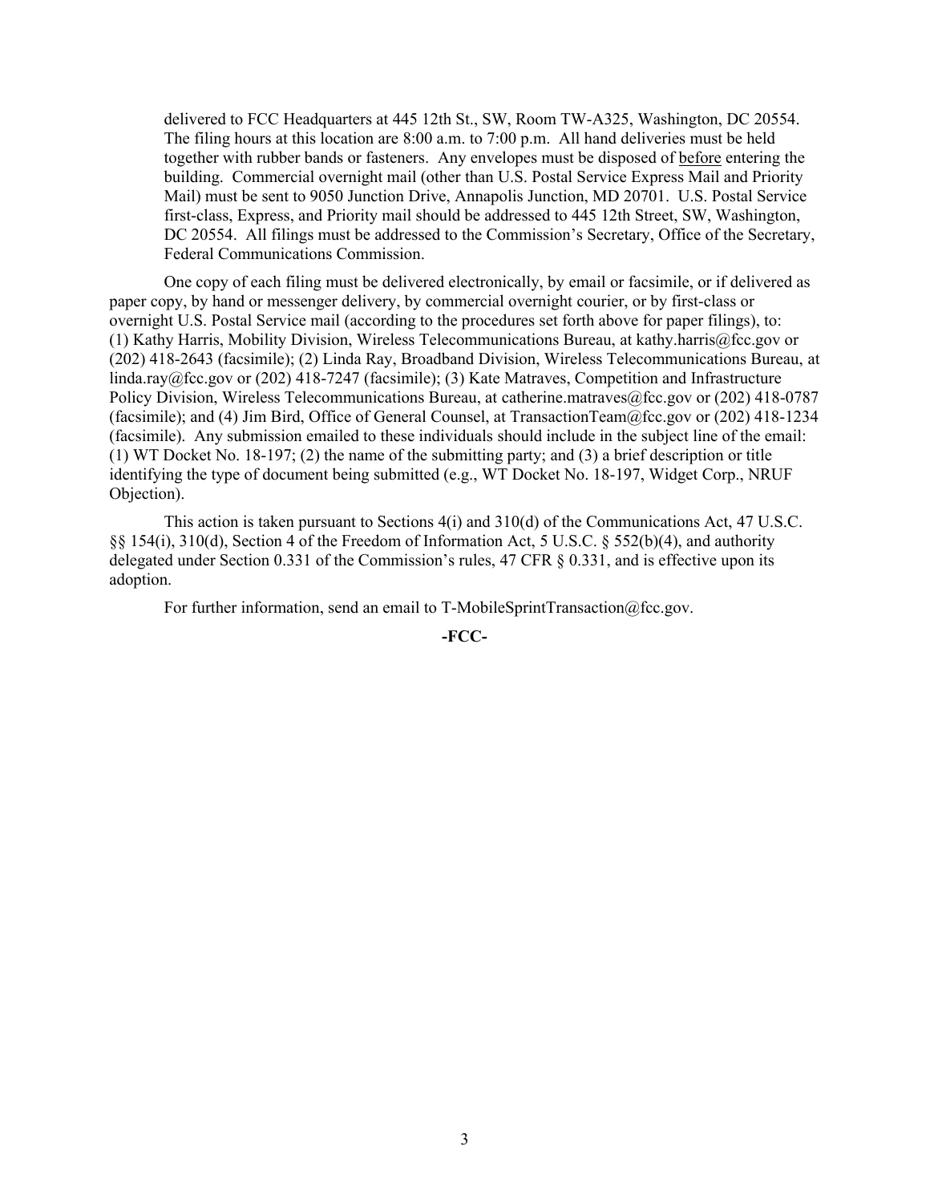delivered to FCC Headquarters at 445 12th St., SW, Room TW-A325, Washington, DC 20554. The filing hours at this location are 8:00 a.m. to 7:00 p.m. All hand deliveries must be held together with rubber bands or fasteners. Any envelopes must be disposed of before entering the building. Commercial overnight mail (other than U.S. Postal Service Express Mail and Priority Mail) must be sent to 9050 Junction Drive, Annapolis Junction, MD 20701. U.S. Postal Service first-class, Express, and Priority mail should be addressed to 445 12th Street, SW, Washington, DC 20554. All filings must be addressed to the Commission's Secretary, Office of the Secretary, Federal Communications Commission.

One copy of each filing must be delivered electronically, by email or facsimile, or if delivered as paper copy, by hand or messenger delivery, by commercial overnight courier, or by first-class or overnight U.S. Postal Service mail (according to the procedures set forth above for paper filings), to: (1) Kathy Harris, Mobility Division, Wireless Telecommunications Bureau, at kathy.harris@fcc.gov or (202) 418-2643 (facsimile); (2) Linda Ray, Broadband Division, Wireless Telecommunications Bureau, at linda.ray@fcc.gov or (202) 418-7247 (facsimile); (3) Kate Matraves, Competition and Infrastructure Policy Division, Wireless Telecommunications Bureau, at catherine.matraves@fcc.gov or (202) 418-0787 (facsimile); and (4) Jim Bird, Office of General Counsel, at TransactionTeam@fcc.gov or (202) 418-1234 (facsimile). Any submission emailed to these individuals should include in the subject line of the email: (1) WT Docket No. 18-197; (2) the name of the submitting party; and (3) a brief description or title identifying the type of document being submitted (e.g., WT Docket No. 18-197, Widget Corp., NRUF Objection).

This action is taken pursuant to Sections 4(i) and 310(d) of the Communications Act, 47 U.S.C. §§ 154(i), 310(d), Section 4 of the Freedom of Information Act, 5 U.S.C. § 552(b)(4), and authority delegated under Section 0.331 of the Commission's rules, 47 CFR § 0.331, and is effective upon its adoption.

For further information, send an email to T-MobileSprintTransaction@fcc.gov.

**-FCC-**